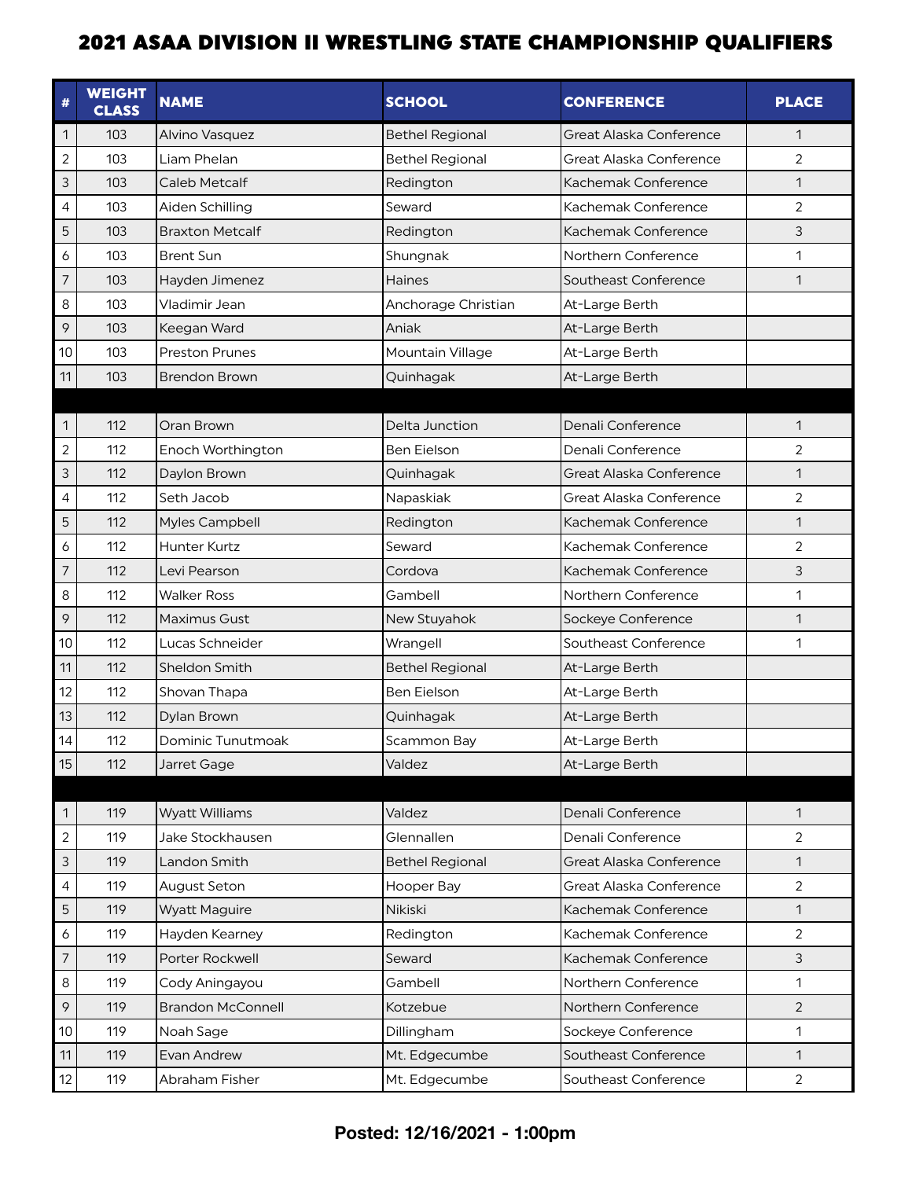# 2021 ASAA DIVISION II WRESTLING STATE CHAMPIONSHIP QUALIFIERS

| # | WEIGHT CLASS | NAME | SCHOOL | CONFERENCE | PLACE |
|---|---|---|---|---|---|
| 1 | 103 | Alvino Vasquez | Bethel Regional | Great Alaska Conference | 1 |
| 2 | 103 | Liam Phelan | Bethel Regional | Great Alaska Conference | 2 |
| 3 | 103 | Caleb Metcalf | Redington | Kachemak Conference | 1 |
| 4 | 103 | Aiden Schilling | Seward | Kachemak Conference | 2 |
| 5 | 103 | Braxton Metcalf | Redington | Kachemak Conference | 3 |
| 6 | 103 | Brent Sun | Shungnak | Northern Conference | 1 |
| 7 | 103 | Hayden Jimenez | Haines | Southeast Conference | 1 |
| 8 | 103 | Vladimir Jean | Anchorage Christian | At-Large Berth | |
| 9 | 103 | Keegan Ward | Aniak | At-Large Berth | |
| 10 | 103 | Preston Prunes | Mountain Village | At-Large Berth | |
| 11 | 103 | Brendon Brown | Quinhagak | At-Large Berth | |
| | | | | | |
| 1 | 112 | Oran Brown | Delta Junction | Denali Conference | 1 |
| 2 | 112 | Enoch Worthington | Ben Eielson | Denali Conference | 2 |
| 3 | 112 | Daylon Brown | Quinhagak | Great Alaska Conference | 1 |
| 4 | 112 | Seth Jacob | Napaskiak | Great Alaska Conference | 2 |
| 5 | 112 | Myles Campbell | Redington | Kachemak Conference | 1 |
| 6 | 112 | Hunter Kurtz | Seward | Kachemak Conference | 2 |
| 7 | 112 | Levi Pearson | Cordova | Kachemak Conference | 3 |
| 8 | 112 | Walker Ross | Gambell | Northern Conference | 1 |
| 9 | 112 | Maximus Gust | New Stuyahok | Sockeye Conference | 1 |
| 10 | 112 | Lucas Schneider | Wrangell | Southeast Conference | 1 |
| 11 | 112 | Sheldon Smith | Bethel Regional | At-Large Berth | |
| 12 | 112 | Shovan Thapa | Ben Eielson | At-Large Berth | |
| 13 | 112 | Dylan Brown | Quinhagak | At-Large Berth | |
| 14 | 112 | Dominic Tunutmoak | Scammon Bay | At-Large Berth | |
| 15 | 112 | Jarret Gage | Valdez | At-Large Berth | |
| | | | | | |
| 1 | 119 | Wyatt Williams | Valdez | Denali Conference | 1 |
| 2 | 119 | Jake Stockhausen | Glennallen | Denali Conference | 2 |
| 3 | 119 | Landon Smith | Bethel Regional | Great Alaska Conference | 1 |
| 4 | 119 | August Seton | Hooper Bay | Great Alaska Conference | 2 |
| 5 | 119 | Wyatt Maguire | Nikiski | Kachemak Conference | 1 |
| 6 | 119 | Hayden Kearney | Redington | Kachemak Conference | 2 |
| 7 | 119 | Porter Rockwell | Seward | Kachemak Conference | 3 |
| 8 | 119 | Cody Aningayou | Gambell | Northern Conference | 1 |
| 9 | 119 | Brandon McConnell | Kotzebue | Northern Conference | 2 |
| 10 | 119 | Noah Sage | Dillingham | Sockeye Conference | 1 |
| 11 | 119 | Evan Andrew | Mt. Edgecumbe | Southeast Conference | 1 |
| 12 | 119 | Abraham Fisher | Mt. Edgecumbe | Southeast Conference | 2 |

**Posted: 12/16/2021 - 1:00pm**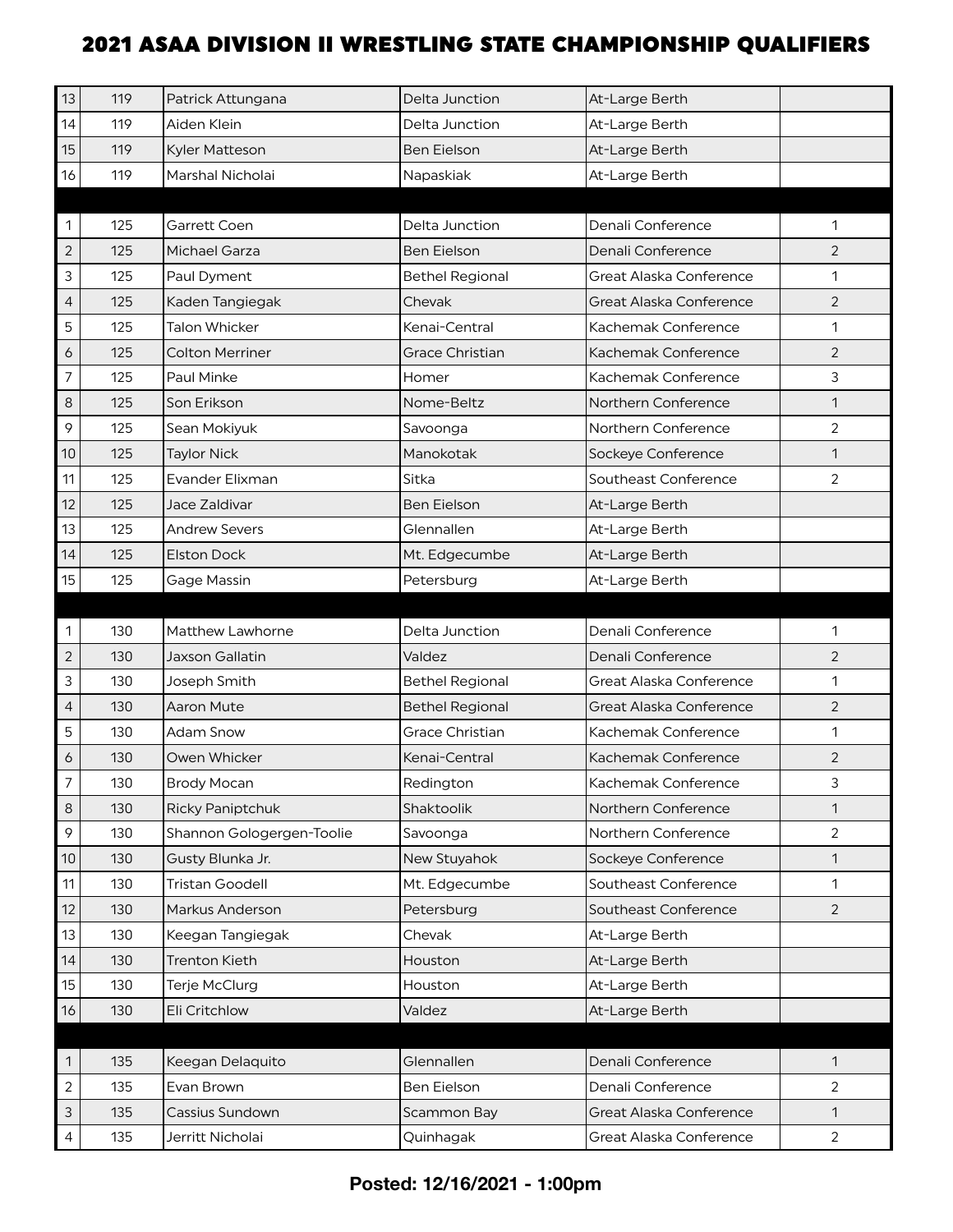# 2021 ASAA DIVISION II WRESTLING STATE CHAMPIONSHIP QUALIFIERS

| | | | | | |
|---|---|---|---|---|---|
| 13 | 119 | Patrick Attungana | Delta Junction | At-Large Berth | |
| 14 | 119 | Aiden Klein | Delta Junction | At-Large Berth | |
| 15 | 119 | Kyler Matteson | Ben Eielson | At-Large Berth | |
| 16 | 119 | Marshal Nicholai | Napaskiak | At-Large Berth | |
| | | | | | |
| 1 | 125 | Garrett Coen | Delta Junction | Denali Conference | 1 |
| 2 | 125 | Michael Garza | Ben Eielson | Denali Conference | 2 |
| 3 | 125 | Paul Dyment | Bethel Regional | Great Alaska Conference | 1 |
| 4 | 125 | Kaden Tangiegak | Chevak | Great Alaska Conference | 2 |
| 5 | 125 | Talon Whicker | Kenai-Central | Kachemak Conference | 1 |
| 6 | 125 | Colton Merriner | Grace Christian | Kachemak Conference | 2 |
| 7 | 125 | Paul Minke | Homer | Kachemak Conference | 3 |
| 8 | 125 | Son Erikson | Nome-Beltz | Northern Conference | 1 |
| 9 | 125 | Sean Mokiyuk | Savoonga | Northern Conference | 2 |
| 10 | 125 | Taylor Nick | Manokotak | Sockeye Conference | 1 |
| 11 | 125 | Evander Elixman | Sitka | Southeast Conference | 2 |
| 12 | 125 | Jace Zaldivar | Ben Eielson | At-Large Berth | |
| 13 | 125 | Andrew Severs | Glennallen | At-Large Berth | |
| 14 | 125 | Elston Dock | Mt. Edgecumbe | At-Large Berth | |
| 15 | 125 | Gage Massin | Petersburg | At-Large Berth | |
| | | | | | |
| 1 | 130 | Matthew Lawhorne | Delta Junction | Denali Conference | 1 |
| 2 | 130 | Jaxson Gallatin | Valdez | Denali Conference | 2 |
| 3 | 130 | Joseph Smith | Bethel Regional | Great Alaska Conference | 1 |
| 4 | 130 | Aaron Mute | Bethel Regional | Great Alaska Conference | 2 |
| 5 | 130 | Adam Snow | Grace Christian | Kachemak Conference | 1 |
| 6 | 130 | Owen Whicker | Kenai-Central | Kachemak Conference | 2 |
| 7 | 130 | Brody Mocan | Redington | Kachemak Conference | 3 |
| 8 | 130 | Ricky Paniptchuk | Shaktoolik | Northern Conference | 1 |
| 9 | 130 | Shannon Gologergen-Toolie | Savoonga | Northern Conference | 2 |
| 10 | 130 | Gusty Blunka Jr. | New Stuyahok | Sockeye Conference | 1 |
| 11 | 130 | Tristan Goodell | Mt. Edgecumbe | Southeast Conference | 1 |
| 12 | 130 | Markus Anderson | Petersburg | Southeast Conference | 2 |
| 13 | 130 | Keegan Tangiegak | Chevak | At-Large Berth | |
| 14 | 130 | Trenton Kieth | Houston | At-Large Berth | |
| 15 | 130 | Terje McClurg | Houston | At-Large Berth | |
| 16 | 130 | Eli Critchlow | Valdez | At-Large Berth | |
| | | | | | |
| 1 | 135 | Keegan Delaquito | Glennallen | Denali Conference | 1 |
| 2 | 135 | Evan Brown | Ben Eielson | Denali Conference | 2 |
| 3 | 135 | Cassius Sundown | Scammon Bay | Great Alaska Conference | 1 |
| 4 | 135 | Jerritt Nicholai | Quinhagak | Great Alaska Conference | 2 |

**Posted: 12/16/2021 - 1:00pm**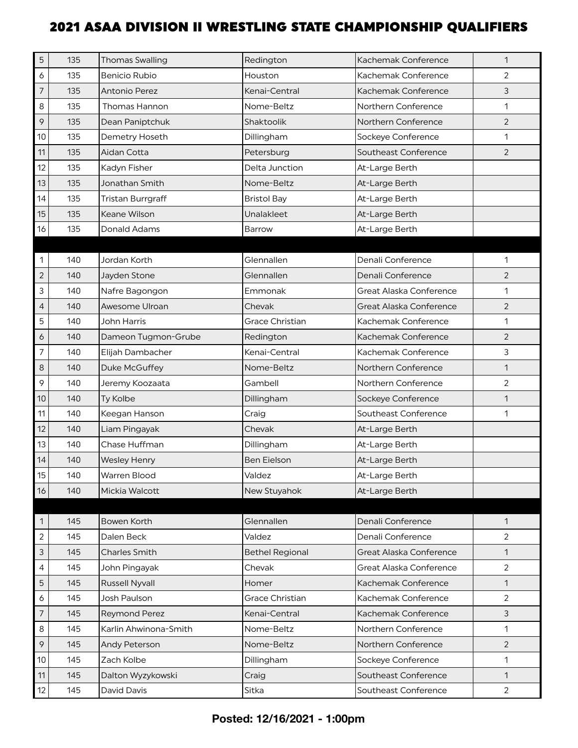# 2021 ASAA DIVISION II WRESTLING STATE CHAMPIONSHIP QUALIFIERS

| | | | | | |
|---|---|---|---|---|---|
| 5 | 135 | Thomas Swalling | Redington | Kachemak Conference | 1 |
| 6 | 135 | Benicio Rubio | Houston | Kachemak Conference | 2 |
| 7 | 135 | Antonio Perez | Kenai-Central | Kachemak Conference | 3 |
| 8 | 135 | Thomas Hannon | Nome-Beltz | Northern Conference | 1 |
| 9 | 135 | Dean Paniptchuk | Shaktoolik | Northern Conference | 2 |
| 10 | 135 | Demetry Hoseth | Dillingham | Sockeye Conference | 1 |
| 11 | 135 | Aidan Cotta | Petersburg | Southeast Conference | 2 |
| 12 | 135 | Kadyn Fisher | Delta Junction | At-Large Berth | |
| 13 | 135 | Jonathan Smith | Nome-Beltz | At-Large Berth | |
| 14 | 135 | Tristan Burrgraff | Bristol Bay | At-Large Berth | |
| 15 | 135 | Keane Wilson | Unalakleet | At-Large Berth | |
| 16 | 135 | Donald Adams | Barrow | At-Large Berth | |
| | | | | | |
| 1 | 140 | Jordan Korth | Glennallen | Denali Conference | 1 |
| 2 | 140 | Jayden Stone | Glennallen | Denali Conference | 2 |
| 3 | 140 | Nafre Bagongon | Emmonak | Great Alaska Conference | 1 |
| 4 | 140 | Awesome Ulroan | Chevak | Great Alaska Conference | 2 |
| 5 | 140 | John Harris | Grace Christian | Kachemak Conference | 1 |
| 6 | 140 | Dameon Tugmon-Grube | Redington | Kachemak Conference | 2 |
| 7 | 140 | Elijah Dambacher | Kenai-Central | Kachemak Conference | 3 |
| 8 | 140 | Duke McGuffey | Nome-Beltz | Northern Conference | 1 |
| 9 | 140 | Jeremy Koozaata | Gambell | Northern Conference | 2 |
| 10 | 140 | Ty Kolbe | Dillingham | Sockeye Conference | 1 |
| 11 | 140 | Keegan Hanson | Craig | Southeast Conference | 1 |
| 12 | 140 | Liam Pingayak | Chevak | At-Large Berth | |
| 13 | 140 | Chase Huffman | Dillingham | At-Large Berth | |
| 14 | 140 | Wesley Henry | Ben Eielson | At-Large Berth | |
| 15 | 140 | Warren Blood | Valdez | At-Large Berth | |
| 16 | 140 | Mickia Walcott | New Stuyahok | At-Large Berth | |
| | | | | | |
| 1 | 145 | Bowen Korth | Glennallen | Denali Conference | 1 |
| 2 | 145 | Dalen Beck | Valdez | Denali Conference | 2 |
| 3 | 145 | Charles Smith | Bethel Regional | Great Alaska Conference | 1 |
| 4 | 145 | John Pingayak | Chevak | Great Alaska Conference | 2 |
| 5 | 145 | Russell Nyvall | Homer | Kachemak Conference | 1 |
| 6 | 145 | Josh Paulson | Grace Christian | Kachemak Conference | 2 |
| 7 | 145 | Reymond Perez | Kenai-Central | Kachemak Conference | 3 |
| 8 | 145 | Karlin Ahwinona-Smith | Nome-Beltz | Northern Conference | 1 |
| 9 | 145 | Andy Peterson | Nome-Beltz | Northern Conference | 2 |
| 10 | 145 | Zach Kolbe | Dillingham | Sockeye Conference | 1 |
| 11 | 145 | Dalton Wyzykowski | Craig | Southeast Conference | 1 |
| 12 | 145 | David Davis | Sitka | Southeast Conference | 2 |

**Posted: 12/16/2021 - 1:00pm**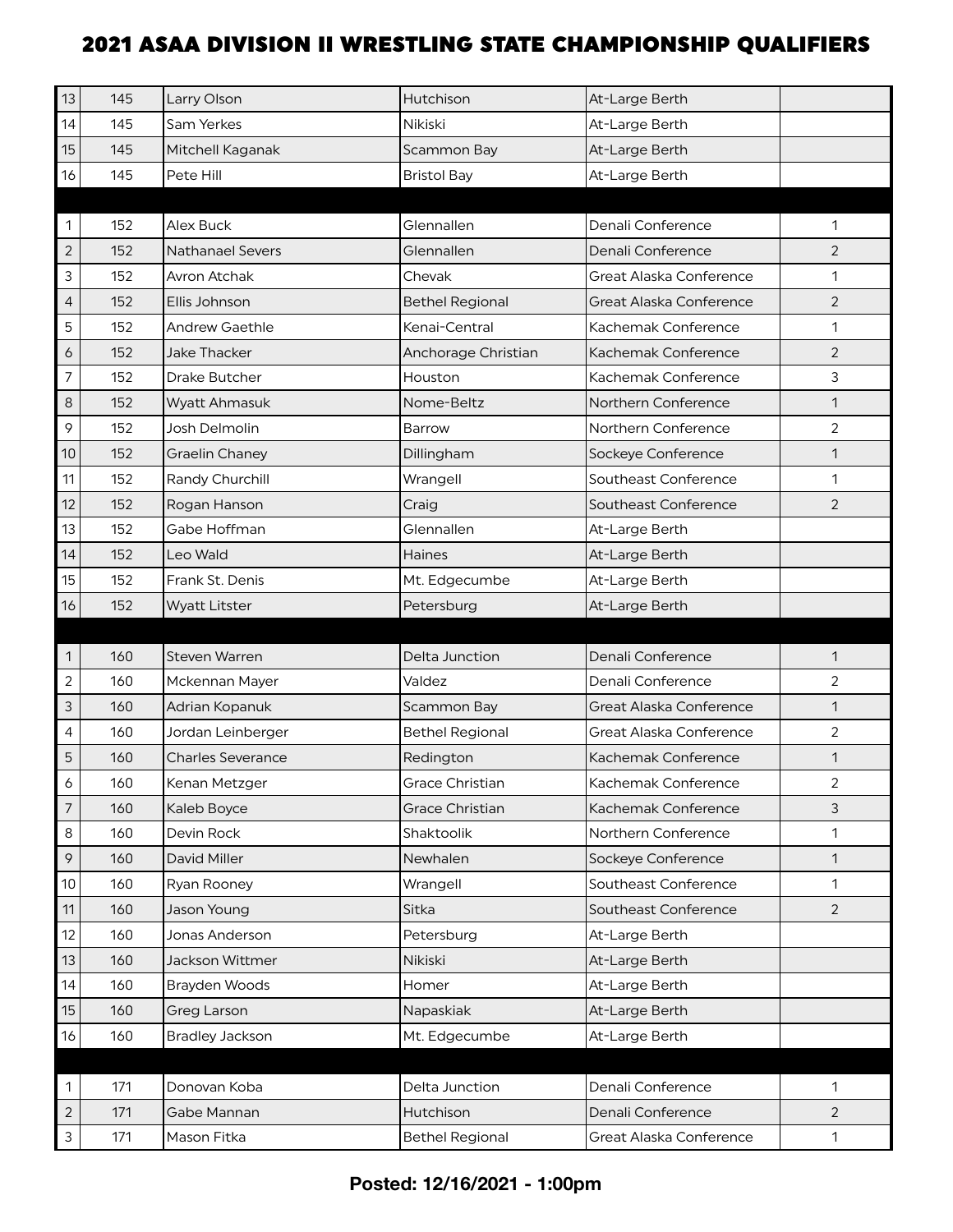# 2021 ASAA DIVISION II WRESTLING STATE CHAMPIONSHIP QUALIFIERS

| | | | | | |
|---|---|---|---|---|---|
| 13 | 145 | Larry Olson | Hutchison | At-Large Berth | |
| 14 | 145 | Sam Yerkes | Nikiski | At-Large Berth | |
| 15 | 145 | Mitchell Kaganak | Scammon Bay | At-Large Berth | |
| 16 | 145 | Pete Hill | Bristol Bay | At-Large Berth | |
| | | | | | |
| 1 | 152 | Alex Buck | Glennallen | Denali Conference | 1 |
| 2 | 152 | Nathanael Severs | Glennallen | Denali Conference | 2 |
| 3 | 152 | Avron Atchak | Chevak | Great Alaska Conference | 1 |
| 4 | 152 | Ellis Johnson | Bethel Regional | Great Alaska Conference | 2 |
| 5 | 152 | Andrew Gaethle | Kenai-Central | Kachemak Conference | 1 |
| 6 | 152 | Jake Thacker | Anchorage Christian | Kachemak Conference | 2 |
| 7 | 152 | Drake Butcher | Houston | Kachemak Conference | 3 |
| 8 | 152 | Wyatt Ahmasuk | Nome-Beltz | Northern Conference | 1 |
| 9 | 152 | Josh Delmolin | Barrow | Northern Conference | 2 |
| 10 | 152 | Graelin Chaney | Dillingham | Sockeye Conference | 1 |
| 11 | 152 | Randy Churchill | Wrangell | Southeast Conference | 1 |
| 12 | 152 | Rogan Hanson | Craig | Southeast Conference | 2 |
| 13 | 152 | Gabe Hoffman | Glennallen | At-Large Berth | |
| 14 | 152 | Leo Wald | Haines | At-Large Berth | |
| 15 | 152 | Frank St. Denis | Mt. Edgecumbe | At-Large Berth | |
| 16 | 152 | Wyatt Litster | Petersburg | At-Large Berth | |
| | | | | | |
| 1 | 160 | Steven Warren | Delta Junction | Denali Conference | 1 |
| 2 | 160 | Mckennan Mayer | Valdez | Denali Conference | 2 |
| 3 | 160 | Adrian Kopanuk | Scammon Bay | Great Alaska Conference | 1 |
| 4 | 160 | Jordan Leinberger | Bethel Regional | Great Alaska Conference | 2 |
| 5 | 160 | Charles Severance | Redington | Kachemak Conference | 1 |
| 6 | 160 | Kenan Metzger | Grace Christian | Kachemak Conference | 2 |
| 7 | 160 | Kaleb Boyce | Grace Christian | Kachemak Conference | 3 |
| 8 | 160 | Devin Rock | Shaktoolik | Northern Conference | 1 |
| 9 | 160 | David Miller | Newhalen | Sockeye Conference | 1 |
| 10 | 160 | Ryan Rooney | Wrangell | Southeast Conference | 1 |
| 11 | 160 | Jason Young | Sitka | Southeast Conference | 2 |
| 12 | 160 | Jonas Anderson | Petersburg | At-Large Berth | |
| 13 | 160 | Jackson Wittmer | Nikiski | At-Large Berth | |
| 14 | 160 | Brayden Woods | Homer | At-Large Berth | |
| 15 | 160 | Greg Larson | Napaskiak | At-Large Berth | |
| 16 | 160 | Bradley Jackson | Mt. Edgecumbe | At-Large Berth | |
| | | | | | |
| 1 | 171 | Donovan Koba | Delta Junction | Denali Conference | 1 |
| 2 | 171 | Gabe Mannan | Hutchison | Denali Conference | 2 |
| 3 | 171 | Mason Fitka | Bethel Regional | Great Alaska Conference | 1 |

**Posted: 12/16/2021 - 1:00pm**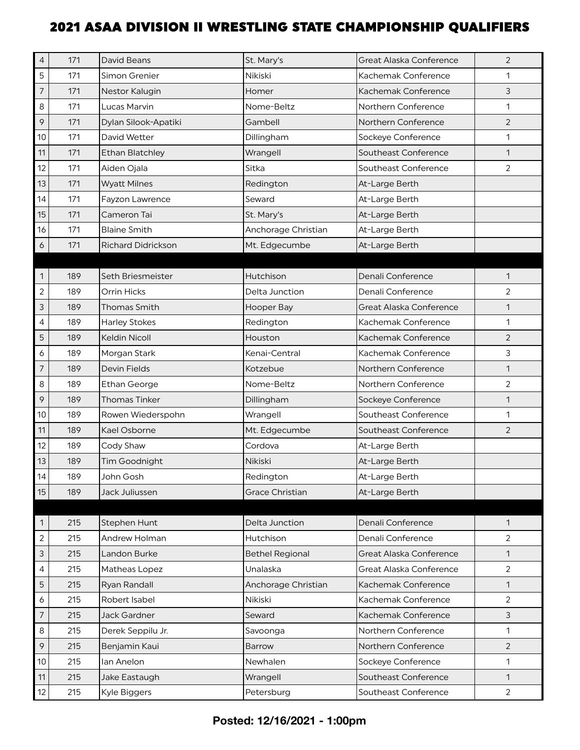# 2021 ASAA DIVISION II WRESTLING STATE CHAMPIONSHIP QUALIFIERS

| | | | | | |
|---|---|---|---|---|---|
| 4 | 171 | David Beans | St. Mary's | Great Alaska Conference | 2 |
| 5 | 171 | Simon Grenier | Nikiski | Kachemak Conference | 1 |
| 7 | 171 | Nestor Kalugin | Homer | Kachemak Conference | 3 |
| 8 | 171 | Lucas Marvin | Nome-Beltz | Northern Conference | 1 |
| 9 | 171 | Dylan Silook-Apatiki | Gambell | Northern Conference | 2 |
| 10 | 171 | David Wetter | Dillingham | Sockeye Conference | 1 |
| 11 | 171 | Ethan Blatchley | Wrangell | Southeast Conference | 1 |
| 12 | 171 | Aiden Ojala | Sitka | Southeast Conference | 2 |
| 13 | 171 | Wyatt Milnes | Redington | At-Large Berth | |
| 14 | 171 | Fayzon Lawrence | Seward | At-Large Berth | |
| 15 | 171 | Cameron Tai | St. Mary's | At-Large Berth | |
| 16 | 171 | Blaine Smith | Anchorage Christian | At-Large Berth | |
| 6 | 171 | Richard Didrickson | Mt. Edgecumbe | At-Large Berth | |
| | | | | | |
| 1 | 189 | Seth Briesmeister | Hutchison | Denali Conference | 1 |
| 2 | 189 | Orrin Hicks | Delta Junction | Denali Conference | 2 |
| 3 | 189 | Thomas Smith | Hooper Bay | Great Alaska Conference | 1 |
| 4 | 189 | Harley Stokes | Redington | Kachemak Conference | 1 |
| 5 | 189 | Keldin Nicoll | Houston | Kachemak Conference | 2 |
| 6 | 189 | Morgan Stark | Kenai-Central | Kachemak Conference | 3 |
| 7 | 189 | Devin Fields | Kotzebue | Northern Conference | 1 |
| 8 | 189 | Ethan George | Nome-Beltz | Northern Conference | 2 |
| 9 | 189 | Thomas Tinker | Dillingham | Sockeye Conference | 1 |
| 10 | 189 | Rowen Wiederspohn | Wrangell | Southeast Conference | 1 |
| 11 | 189 | Kael Osborne | Mt. Edgecumbe | Southeast Conference | 2 |
| 12 | 189 | Cody Shaw | Cordova | At-Large Berth | |
| 13 | 189 | Tim Goodnight | Nikiski | At-Large Berth | |
| 14 | 189 | John Gosh | Redington | At-Large Berth | |
| 15 | 189 | Jack Juliussen | Grace Christian | At-Large Berth | |
| | | | | | |
| 1 | 215 | Stephen Hunt | Delta Junction | Denali Conference | 1 |
| 2 | 215 | Andrew Holman | Hutchison | Denali Conference | 2 |
| 3 | 215 | Landon Burke | Bethel Regional | Great Alaska Conference | 1 |
| 4 | 215 | Matheas Lopez | Unalaska | Great Alaska Conference | 2 |
| 5 | 215 | Ryan Randall | Anchorage Christian | Kachemak Conference | 1 |
| 6 | 215 | Robert Isabel | Nikiski | Kachemak Conference | 2 |
| 7 | 215 | Jack Gardner | Seward | Kachemak Conference | 3 |
| 8 | 215 | Derek Seppilu Jr. | Savoonga | Northern Conference | 1 |
| 9 | 215 | Benjamin Kaui | Barrow | Northern Conference | 2 |
| 10 | 215 | Ian Anelon | Newhalen | Sockeye Conference | 1 |
| 11 | 215 | Jake Eastaugh | Wrangell | Southeast Conference | 1 |
| 12 | 215 | Kyle Biggers | Petersburg | Southeast Conference | 2 |

**Posted: 12/16/2021 - 1:00pm**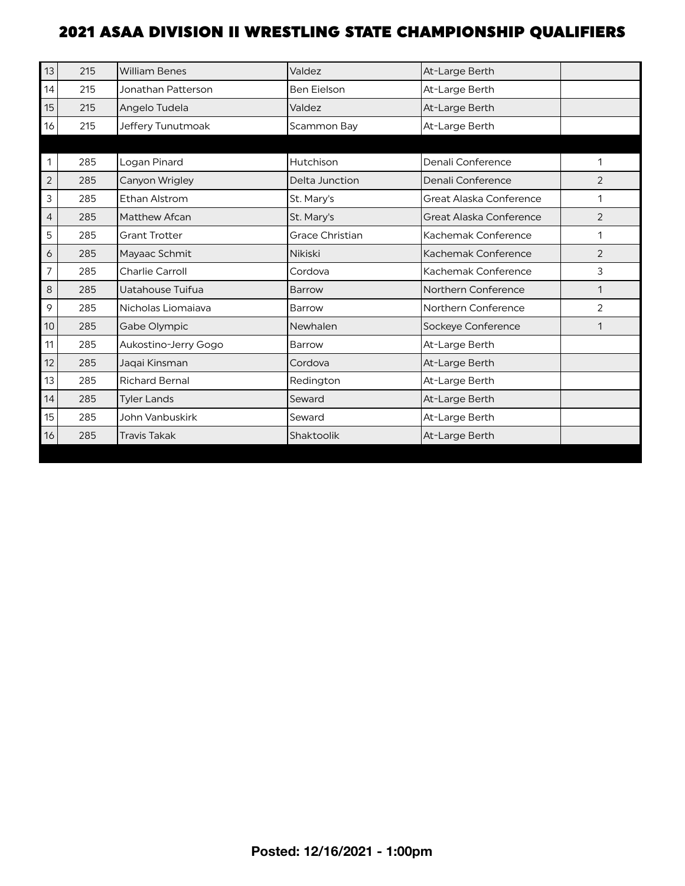# 2021 ASAA DIVISION II WRESTLING STATE CHAMPIONSHIP QUALIFIERS

| | | | | | |
|---|---|---|---|---|---|
| 13 | 215 | William Benes | Valdez | At-Large Berth | |
| 14 | 215 | Jonathan Patterson | Ben Eielson | At-Large Berth | |
| 15 | 215 | Angelo Tudela | Valdez | At-Large Berth | |
| 16 | 215 | Jeffery Tunutmoak | Scammon Bay | At-Large Berth | |
| | | | | | |
| 1 | 285 | Logan Pinard | Hutchison | Denali Conference | 1 |
| 2 | 285 | Canyon Wrigley | Delta Junction | Denali Conference | 2 |
| 3 | 285 | Ethan Alstrom | St. Mary's | Great Alaska Conference | 1 |
| 4 | 285 | Matthew Afcan | St. Mary's | Great Alaska Conference | 2 |
| 5 | 285 | Grant Trotter | Grace Christian | Kachemak Conference | 1 |
| 6 | 285 | Mayaac Schmit | Nikiski | Kachemak Conference | 2 |
| 7 | 285 | Charlie Carroll | Cordova | Kachemak Conference | 3 |
| 8 | 285 | Uatahouse Tuifua | Barrow | Northern Conference | 1 |
| 9 | 285 | Nicholas Liomaiava | Barrow | Northern Conference | 2 |
| 10 | 285 | Gabe Olympic | Newhalen | Sockeye Conference | 1 |
| 11 | 285 | Aukostino-Jerry Gogo | Barrow | At-Large Berth | |
| 12 | 285 | Jaqai Kinsman | Cordova | At-Large Berth | |
| 13 | 285 | Richard Bernal | Redington | At-Large Berth | |
| 14 | 285 | Tyler Lands | Seward | At-Large Berth | |
| 15 | 285 | John Vanbuskirk | Seward | At-Large Berth | |
| 16 | 285 | Travis Takak | Shaktoolik | At-Large Berth | |

**Posted: 12/16/2021 - 1:00pm**